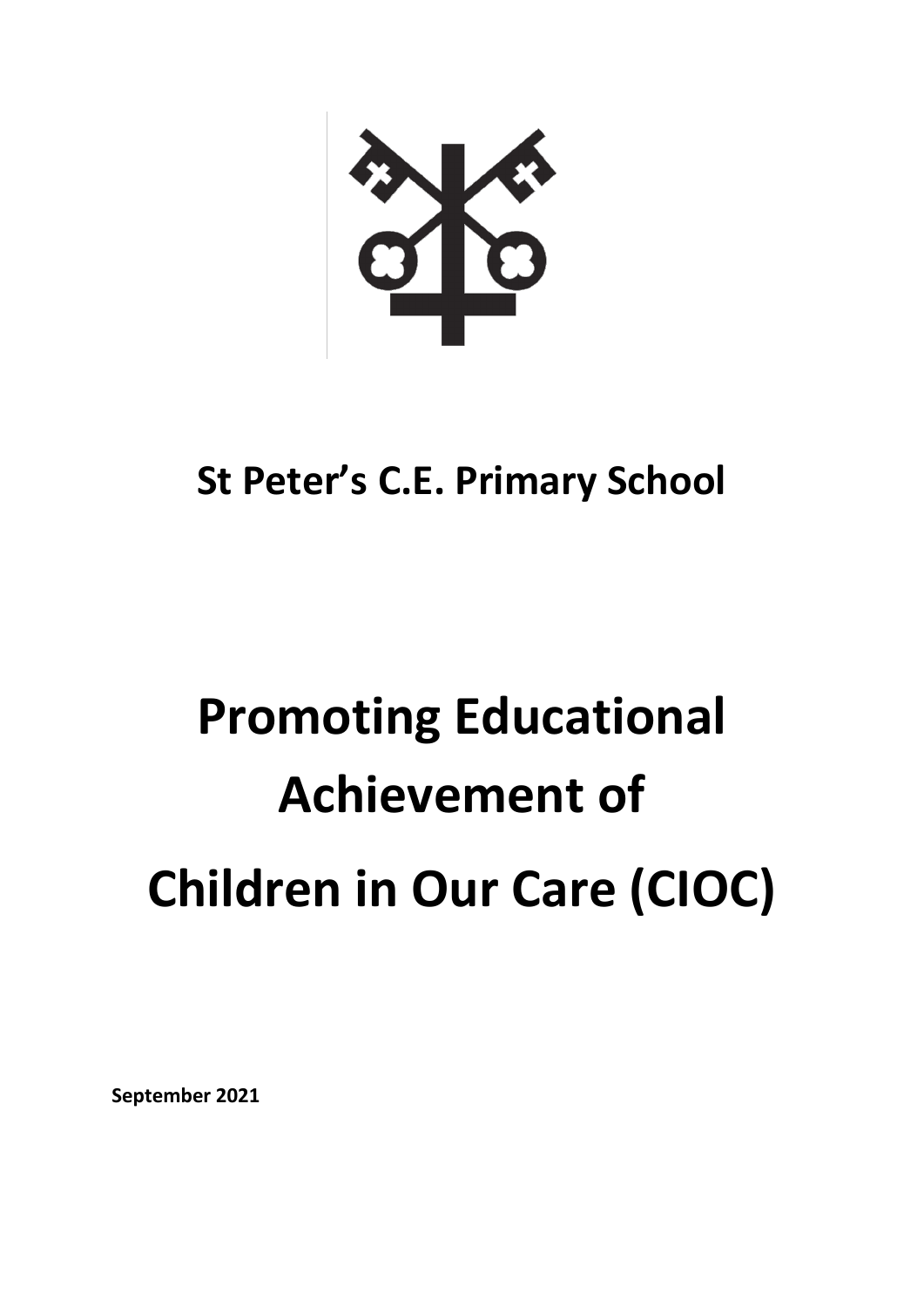# St Peter's C.E. Primary School

# Promoting Educational Achievement of Children in Our Care (CIOC)

**September 2021**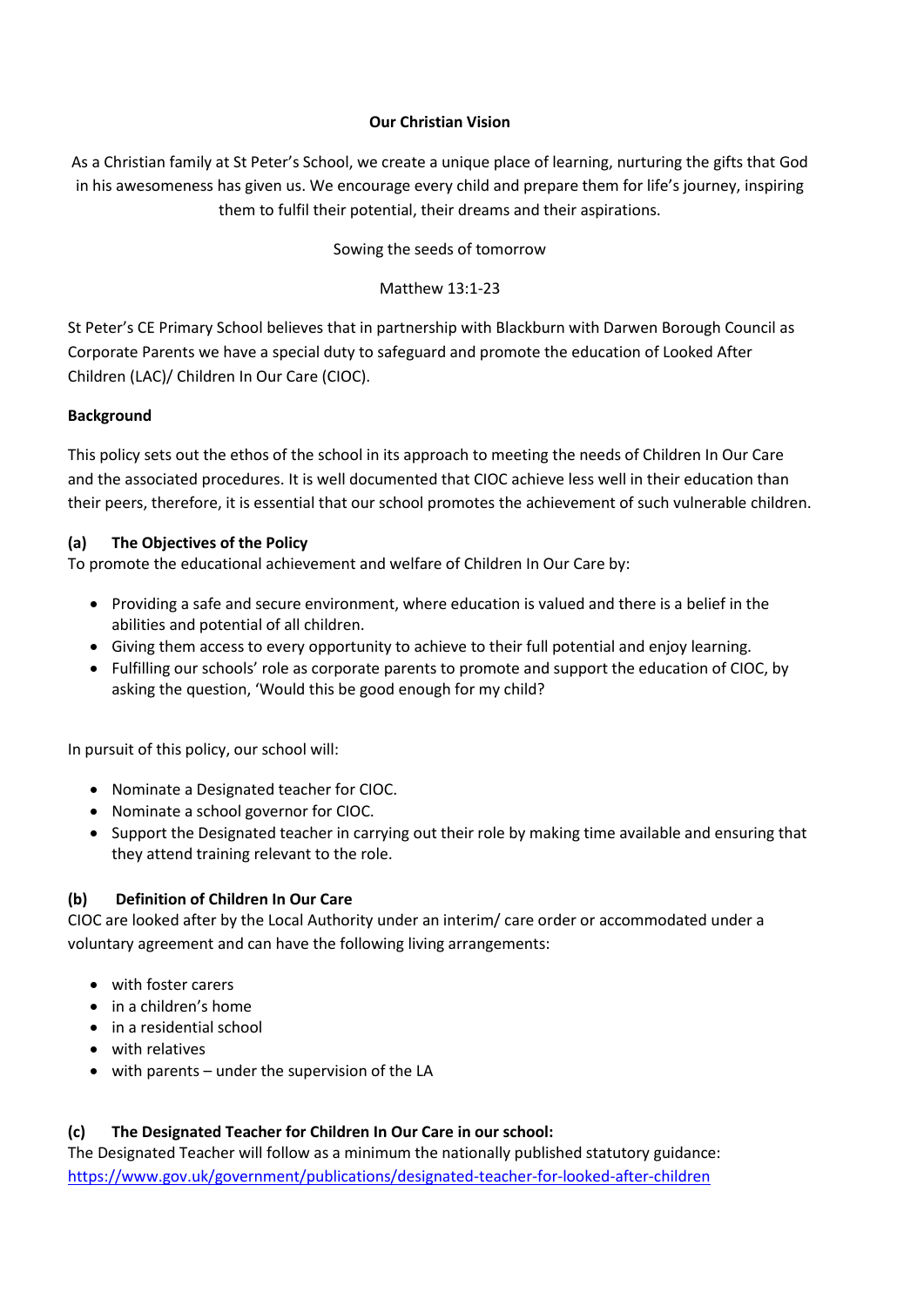**Our Christian Vision**

As a Christian family at St Peter's School, we create a unique place of learning, nurturing the gifts that God in his awesomeness has given us. We encourage every child and prepare them for life's journey, inspiring them to fulfil their potential, their dreams and their aspirations.

Sowing the seeds of tomorrow

Matthew 13:1-23

St Peter's CE Primary School believes that in partnership with Blackburn with Darwen Borough Council as Corporate Parents we have a special duty to safeguard and promote the education of Looked After Children (LAC)/ Children In Our Care (CIOC).

**Background**

This policy sets out the ethos of the school in its approach to meeting the needs of Children In Our Care and the associated procedures. It is well documented that CIOC achieve less well in their education than their peers, therefore, it is essential that our school promotes the achievement of such vulnerable children.

**(a) The Objectives of the Policy**

To promote the educational achievement and welfare of Children In Our Care by:

- Providing a safe and secure environment, where education is valued and there is a belief in the abilities and potential of all children.
- Giving them access to every opportunity to achieve to their full potential and enjoy learning.
- Fulfilling our schools' role as corporate parents to promote and support the education of CIOC, by asking the question, 'Would this be good enough for my child?

In pursuit of this policy, our school will:

- Nominate a Designated teacher for CIOC.
- Nominate a school governor for CIOC.
- Support the Designated teacher in carrying out their role by making time available and ensuring that they attend training relevant to the role.

**(b) Definition of Children In Our Care**

CIOC are looked after by the Local Authority under an interim/ care order or accommodated under a voluntary agreement and can have the following living arrangements:

- with foster carers
- in a children's home
- in a residential school
- with relatives
- with parents – under the supervision of the LA

**(c) The Designated Teacher for Children In Our Care in our school:**

The Designated Teacher will follow as a minimum the nationally published statutory guidance: https://www.gov.uk/government/publications/designated-teacher-for-looked-after-children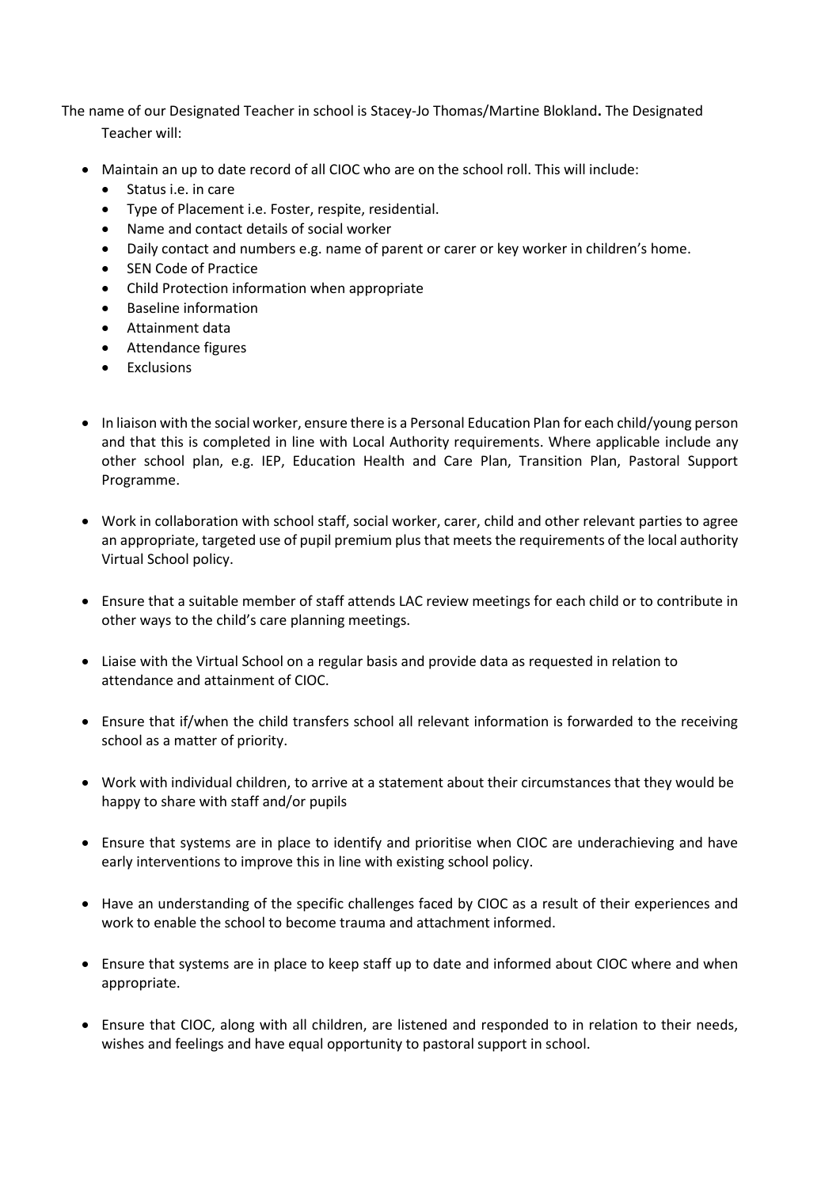The name of our Designated Teacher in school is Stacey-Jo Thomas/Martine Blokland**.** The Designated Teacher will:

- Maintain an up to date record of all CIOC who are on the school roll. This will include:
  - Status i.e. in care
  - Type of Placement i.e. Foster, respite, residential.
  - Name and contact details of social worker
  - Daily contact and numbers e.g. name of parent or carer or key worker in children's home.
  - SEN Code of Practice
  - Child Protection information when appropriate
  - Baseline information
  - Attainment data
  - Attendance figures
  - Exclusions

- In liaison with the social worker, ensure there is a Personal Education Plan for each child/young person and that this is completed in line with Local Authority requirements. Where applicable include any other school plan, e.g. IEP, Education Health and Care Plan, Transition Plan, Pastoral Support Programme.

- Work in collaboration with school staff, social worker, carer, child and other relevant parties to agree an appropriate, targeted use of pupil premium plus that meets the requirements of the local authority Virtual School policy.

- Ensure that a suitable member of staff attends LAC review meetings for each child or to contribute in other ways to the child's care planning meetings.

- Liaise with the Virtual School on a regular basis and provide data as requested in relation to attendance and attainment of CIOC.

- Ensure that if/when the child transfers school all relevant information is forwarded to the receiving school as a matter of priority.

- Work with individual children, to arrive at a statement about their circumstances that they would be happy to share with staff and/or pupils

- Ensure that systems are in place to identify and prioritise when CIOC are underachieving and have early interventions to improve this in line with existing school policy.

- Have an understanding of the specific challenges faced by CIOC as a result of their experiences and work to enable the school to become trauma and attachment informed.

- Ensure that systems are in place to keep staff up to date and informed about CIOC where and when appropriate.

- Ensure that CIOC, along with all children, are listened and responded to in relation to their needs, wishes and feelings and have equal opportunity to pastoral support in school.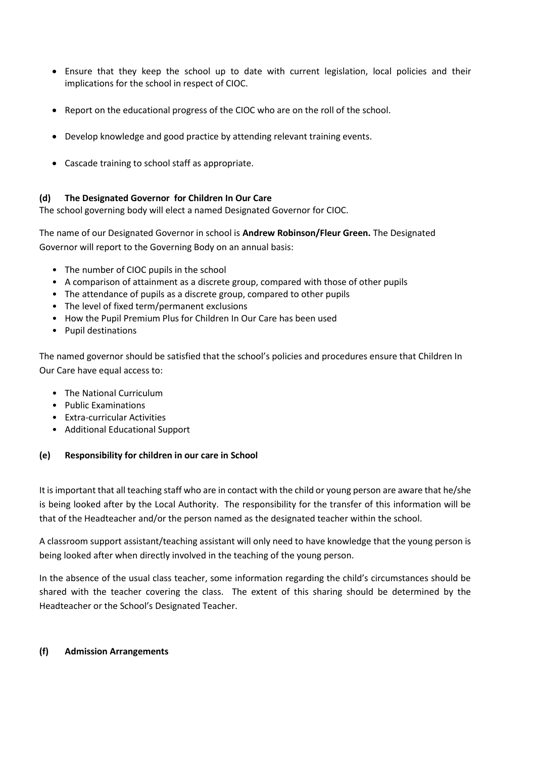- Ensure that they keep the school up to date with current legislation, local policies and their implications for the school in respect of CIOC.
- Report on the educational progress of the CIOC who are on the roll of the school.
- Develop knowledge and good practice by attending relevant training events.
- Cascade training to school staff as appropriate.

### (d) The Designated Governor for Children In Our Care

The school governing body will elect a named Designated Governor for CIOC.

The name of our Designated Governor in school is **Andrew Robinson/Fleur Green.** The Designated Governor will report to the Governing Body on an annual basis:

- The number of CIOC pupils in the school
- A comparison of attainment as a discrete group, compared with those of other pupils
- The attendance of pupils as a discrete group, compared to other pupils
- The level of fixed term/permanent exclusions
- How the Pupil Premium Plus for Children In Our Care has been used
- Pupil destinations

The named governor should be satisfied that the school's policies and procedures ensure that Children In Our Care have equal access to:

- The National Curriculum
- Public Examinations
- Extra-curricular Activities
- Additional Educational Support

### (e) Responsibility for children in our care in School

It is important that all teaching staff who are in contact with the child or young person are aware that he/she is being looked after by the Local Authority. The responsibility for the transfer of this information will be that of the Headteacher and/or the person named as the designated teacher within the school.

A classroom support assistant/teaching assistant will only need to have knowledge that the young person is being looked after when directly involved in the teaching of the young person.

In the absence of the usual class teacher, some information regarding the child's circumstances should be shared with the teacher covering the class. The extent of this sharing should be determined by the Headteacher or the School's Designated Teacher.

### (f) Admission Arrangements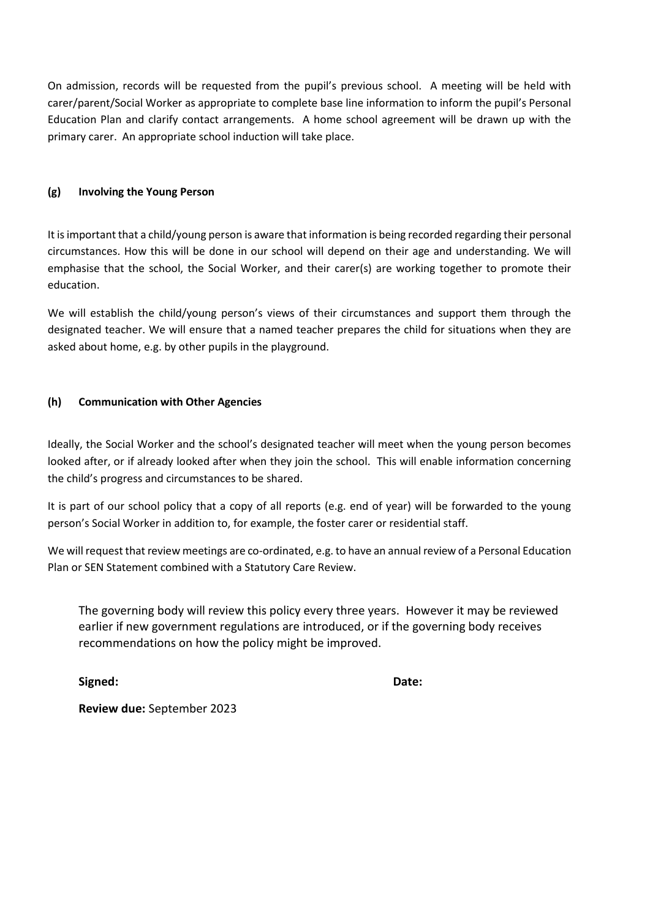On admission, records will be requested from the pupil's previous school. A meeting will be held with carer/parent/Social Worker as appropriate to complete base line information to inform the pupil's Personal Education Plan and clarify contact arrangements. A home school agreement will be drawn up with the primary carer. An appropriate school induction will take place.

### (g) Involving the Young Person

It is important that a child/young person is aware that information is being recorded regarding their personal circumstances. How this will be done in our school will depend on their age and understanding. We will emphasise that the school, the Social Worker, and their carer(s) are working together to promote their education.

We will establish the child/young person's views of their circumstances and support them through the designated teacher. We will ensure that a named teacher prepares the child for situations when they are asked about home, e.g. by other pupils in the playground.

### (h) Communication with Other Agencies

Ideally, the Social Worker and the school's designated teacher will meet when the young person becomes looked after, or if already looked after when they join the school. This will enable information concerning the child's progress and circumstances to be shared.

It is part of our school policy that a copy of all reports (e.g. end of year) will be forwarded to the young person's Social Worker in addition to, for example, the foster carer or residential staff.

We will request that review meetings are co-ordinated, e.g. to have an annual review of a Personal Education Plan or SEN Statement combined with a Statutory Care Review.

The governing body will review this policy every three years. However it may be reviewed earlier if new government regulations are introduced, or if the governing body receives recommendations on how the policy might be improved.

**Signed:** **Date:**

**Review due:** September 2023